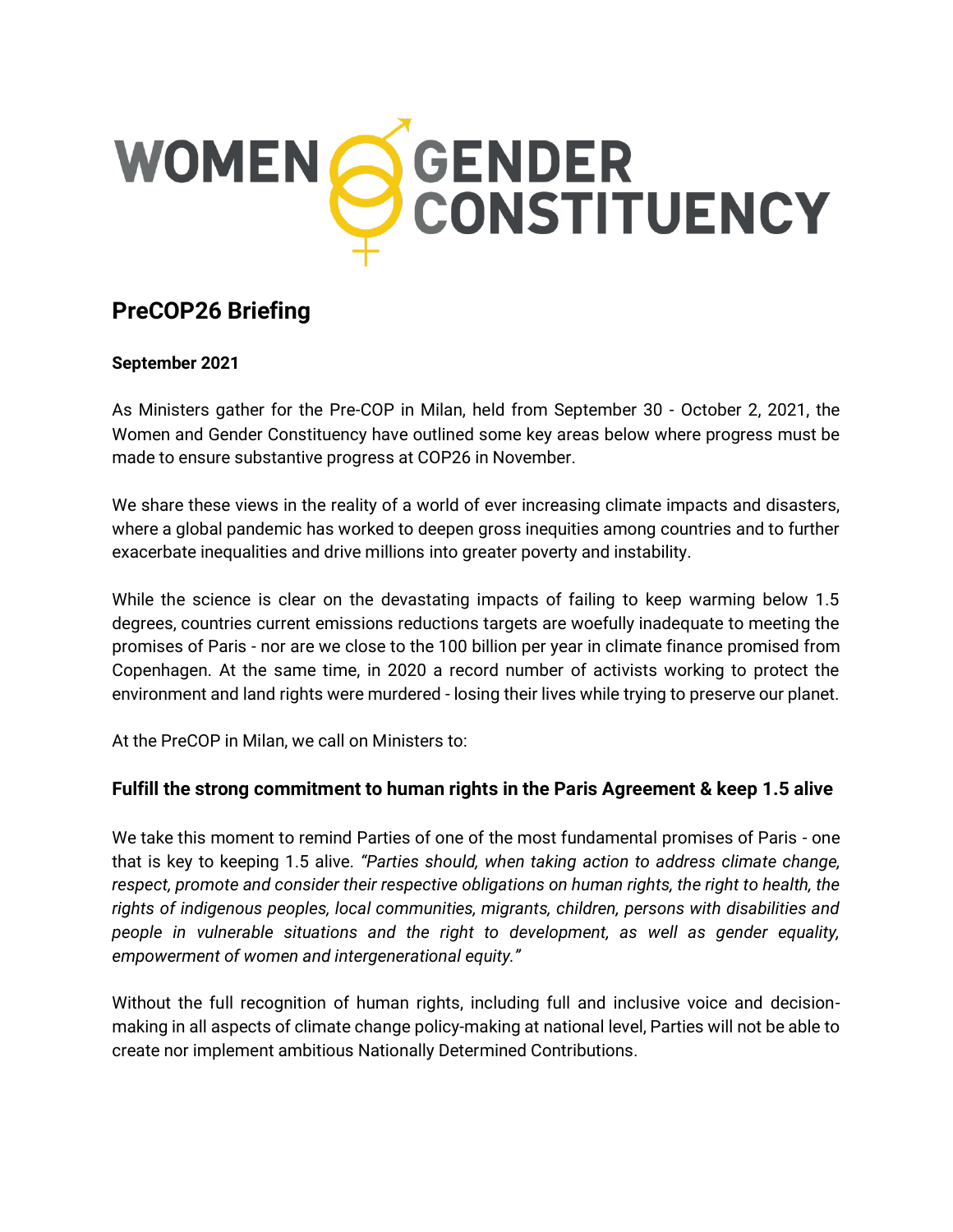# WOMEN GENDER CONSTITUENCY

## PreCOP26 Briefing

**September 2021**

As Ministers gather for the Pre-COP in Milan, held from September 30 - October 2, 2021, the Women and Gender Constituency have outlined some key areas below where progress must be made to ensure substantive progress at COP26 in November.

We share these views in the reality of a world of ever increasing climate impacts and disasters, where a global pandemic has worked to deepen gross inequities among countries and to further exacerbate inequalities and drive millions into greater poverty and instability.

While the science is clear on the devastating impacts of failing to keep warming below 1.5 degrees, countries current emissions reductions targets are woefully inadequate to meeting the promises of Paris - nor are we close to the 100 billion per year in climate finance promised from Copenhagen. At the same time, in 2020 a record number of activists working to protect the environment and land rights were murdered - losing their lives while trying to preserve our planet.

At the PreCOP in Milan, we call on Ministers to:

### Fulfill the strong commitment to human rights in the Paris Agreement & keep 1.5 alive

We take this moment to remind Parties of one of the most fundamental promises of Paris - one that is key to keeping 1.5 alive. *"Parties should, when taking action to address climate change, respect, promote and consider their respective obligations on human rights, the right to health, the rights of indigenous peoples, local communities, migrants, children, persons with disabilities and people in vulnerable situations and the right to development, as well as gender equality, empowerment of women and intergenerational equity."*

Without the full recognition of human rights, including full and inclusive voice and decision-making in all aspects of climate change policy-making at national level, Parties will not be able to create nor implement ambitious Nationally Determined Contributions.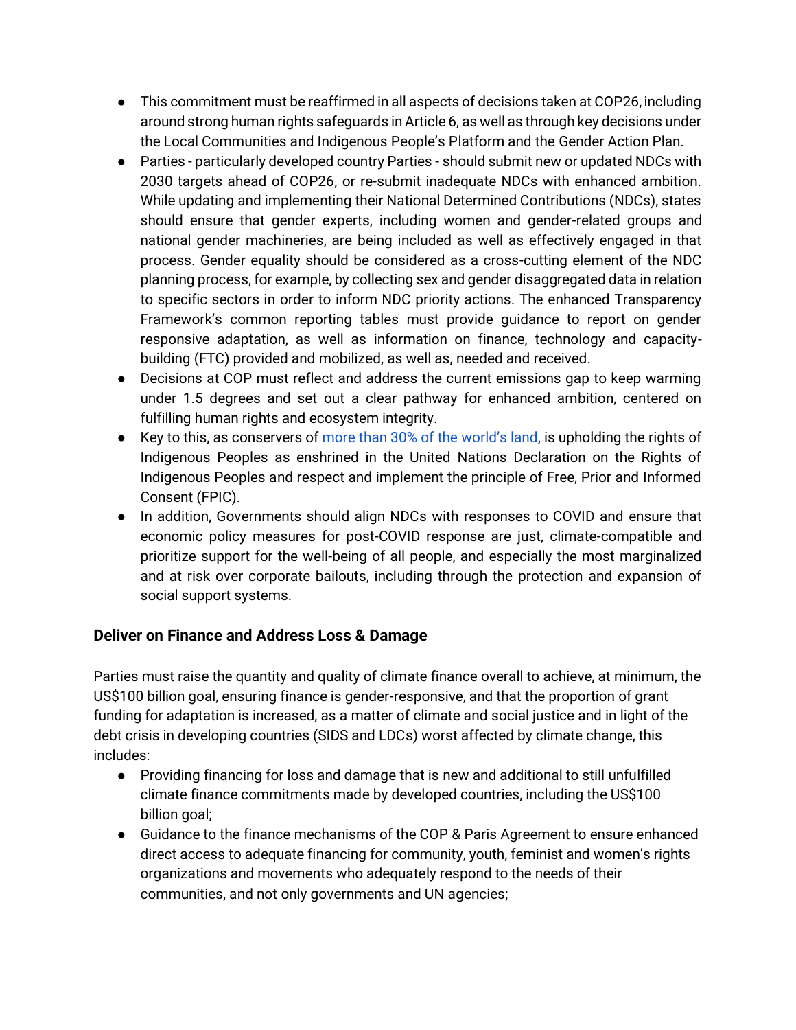- This commitment must be reaffirmed in all aspects of decisions taken at COP26, including around strong human rights safeguards in Article 6, as well as through key decisions under the Local Communities and Indigenous People's Platform and the Gender Action Plan.
- Parties - particularly developed country Parties - should submit new or updated NDCs with 2030 targets ahead of COP26, or re-submit inadequate NDCs with enhanced ambition. While updating and implementing their National Determined Contributions (NDCs), states should ensure that gender experts, including women and gender-related groups and national gender machineries, are being included as well as effectively engaged in that process. Gender equality should be considered as a cross-cutting element of the NDC planning process, for example, by collecting sex and gender disaggregated data in relation to specific sectors in order to inform NDC priority actions. The enhanced Transparency Framework's common reporting tables must provide guidance to report on gender responsive adaptation, as well as information on finance, technology and capacity-building (FTC) provided and mobilized, as well as, needed and received.
- Decisions at COP must reflect and address the current emissions gap to keep warming under 1.5 degrees and set out a clear pathway for enhanced ambition, centered on fulfilling human rights and ecosystem integrity.
- Key to this, as conservers of [more than 30% of the world's land](), is upholding the rights of Indigenous Peoples as enshrined in the United Nations Declaration on the Rights of Indigenous Peoples and respect and implement the principle of Free, Prior and Informed Consent (FPIC).
- In addition, Governments should align NDCs with responses to COVID and ensure that economic policy measures for post-COVID response are just, climate-compatible and prioritize support for the well-being of all people, and especially the most marginalized and at risk over corporate bailouts, including through the protection and expansion of social support systems.

### Deliver on Finance and Address Loss & Damage

Parties must raise the quantity and quality of climate finance overall to achieve, at minimum, the US$100 billion goal, ensuring finance is gender-responsive, and that the proportion of grant funding for adaptation is increased, as a matter of climate and social justice and in light of the debt crisis in developing countries (SIDS and LDCs) worst affected by climate change, this includes:

- Providing financing for loss and damage that is new and additional to still unfulfilled climate finance commitments made by developed countries, including the US$100 billion goal;
- Guidance to the finance mechanisms of the COP & Paris Agreement to ensure enhanced direct access to adequate financing for community, youth, feminist and women's rights organizations and movements who adequately respond to the needs of their communities, and not only governments and UN agencies;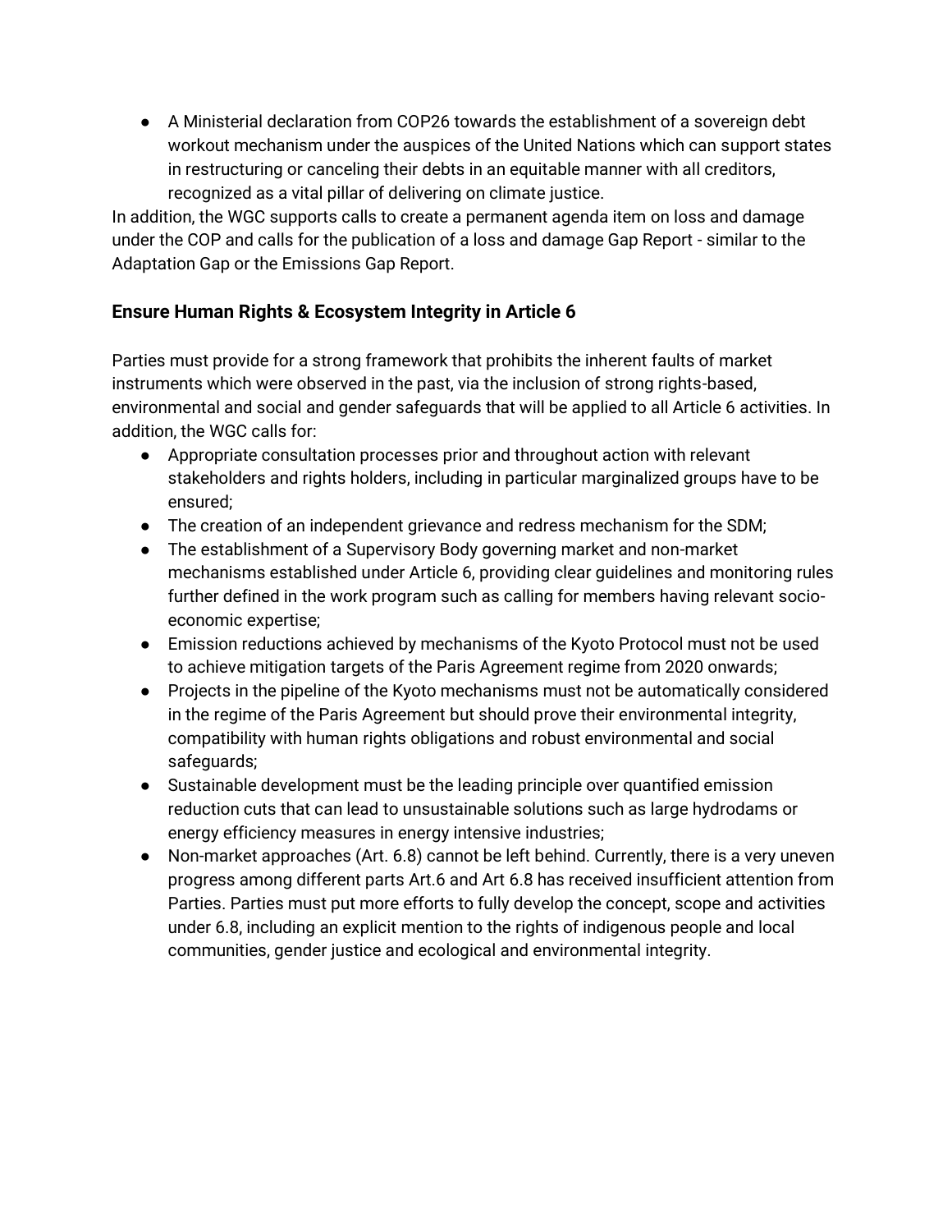- A Ministerial declaration from COP26 towards the establishment of a sovereign debt workout mechanism under the auspices of the United Nations which can support states in restructuring or canceling their debts in an equitable manner with all creditors, recognized as a vital pillar of delivering on climate justice.

In addition, the WGC supports calls to create a permanent agenda item on loss and damage under the COP and calls for the publication of a loss and damage Gap Report - similar to the Adaptation Gap or the Emissions Gap Report.

### Ensure Human Rights & Ecosystem Integrity in Article 6

Parties must provide for a strong framework that prohibits the inherent faults of market instruments which were observed in the past, via the inclusion of strong rights-based, environmental and social and gender safeguards that will be applied to all Article 6 activities. In addition, the WGC calls for:

- Appropriate consultation processes prior and throughout action with relevant stakeholders and rights holders, including in particular marginalized groups have to be ensured;
- The creation of an independent grievance and redress mechanism for the SDM;
- The establishment of a Supervisory Body governing market and non-market mechanisms established under Article 6, providing clear guidelines and monitoring rules further defined in the work program such as calling for members having relevant socio-economic expertise;
- Emission reductions achieved by mechanisms of the Kyoto Protocol must not be used to achieve mitigation targets of the Paris Agreement regime from 2020 onwards;
- Projects in the pipeline of the Kyoto mechanisms must not be automatically considered in the regime of the Paris Agreement but should prove their environmental integrity, compatibility with human rights obligations and robust environmental and social safeguards;
- Sustainable development must be the leading principle over quantified emission reduction cuts that can lead to unsustainable solutions such as large hydrodams or energy efficiency measures in energy intensive industries;
- Non-market approaches (Art. 6.8) cannot be left behind. Currently, there is a very uneven progress among different parts Art.6 and Art 6.8 has received insufficient attention from Parties. Parties must put more efforts to fully develop the concept, scope and activities under 6.8, including an explicit mention to the rights of indigenous people and local communities, gender justice and ecological and environmental integrity.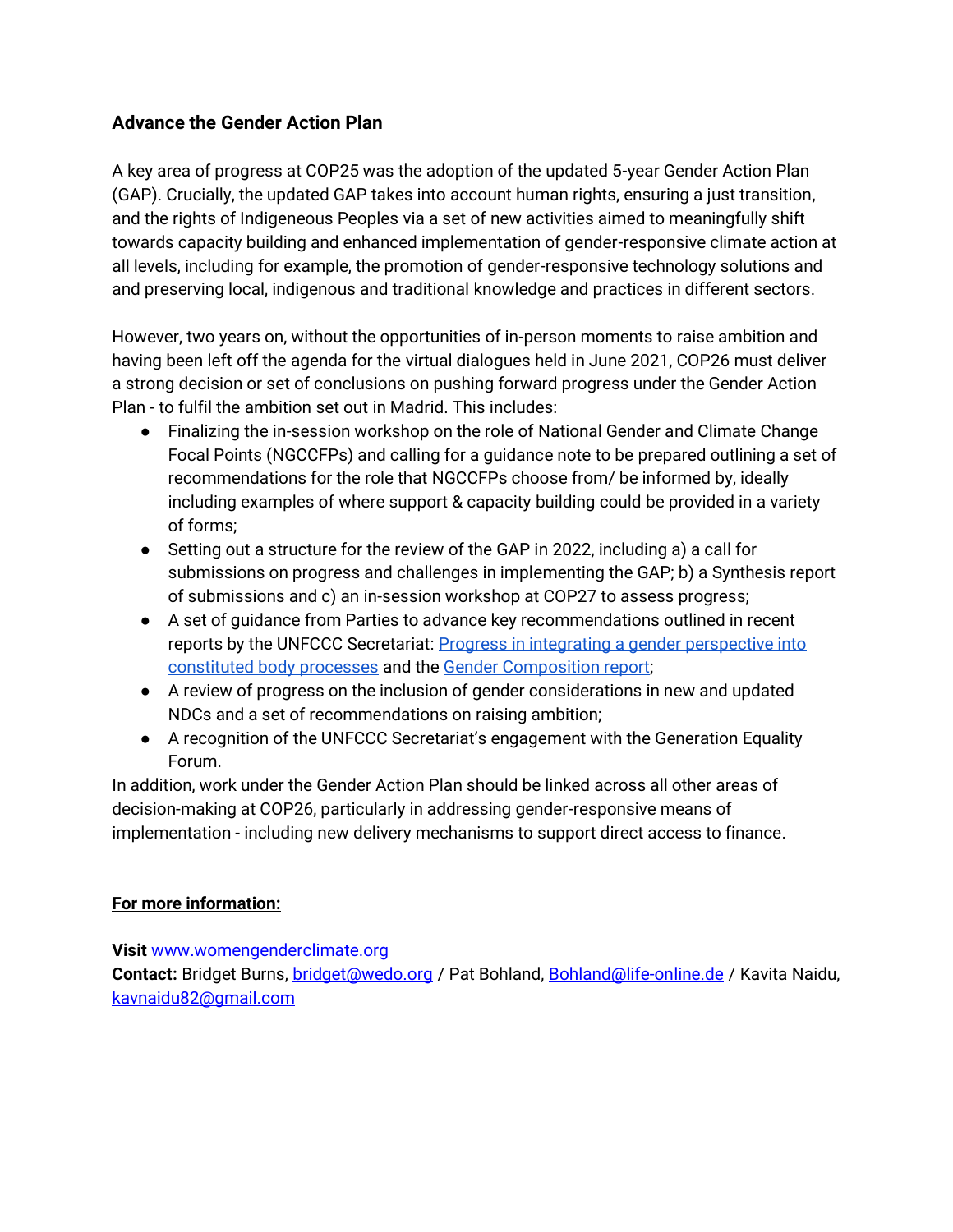### Advance the Gender Action Plan

A key area of progress at COP25 was the adoption of the updated 5-year Gender Action Plan (GAP). Crucially, the updated GAP takes into account human rights, ensuring a just transition, and the rights of Indigeneous Peoples via a set of new activities aimed to meaningfully shift towards capacity building and enhanced implementation of gender-responsive climate action at all levels, including for example, the promotion of gender-responsive technology solutions and and preserving local, indigenous and traditional knowledge and practices in different sectors.

However, two years on, without the opportunities of in-person moments to raise ambition and having been left off the agenda for the virtual dialogues held in June 2021, COP26 must deliver a strong decision or set of conclusions on pushing forward progress under the Gender Action Plan - to fulfil the ambition set out in Madrid. This includes:

- Finalizing the in-session workshop on the role of National Gender and Climate Change Focal Points (NGCCFPs) and calling for a guidance note to be prepared outlining a set of recommendations for the role that NGCCFPs choose from/ be informed by, ideally including examples of where support & capacity building could be provided in a variety of forms;
- Setting out a structure for the review of the GAP in 2022, including a) a call for submissions on progress and challenges in implementing the GAP; b) a Synthesis report of submissions and c) an in-session workshop at COP27 to assess progress;
- A set of guidance from Parties to advance key recommendations outlined in recent reports by the UNFCCC Secretariat: [Progress in integrating a gender perspective into constituted body processes] and the [Gender Composition report];
- A review of progress on the inclusion of gender considerations in new and updated NDCs and a set of recommendations on raising ambition;
- A recognition of the UNFCCC Secretariat's engagement with the Generation Equality Forum.

In addition, work under the Gender Action Plan should be linked across all other areas of decision-making at COP26, particularly in addressing gender-responsive means of implementation - including new delivery mechanisms to support direct access to finance.

**For more information:**

**Visit** www.womengenderclimate.org
**Contact:** Bridget Burns, bridget@wedo.org / Pat Bohland, Bohland@life-online.de / Kavita Naidu, kavnaidu82@gmail.com